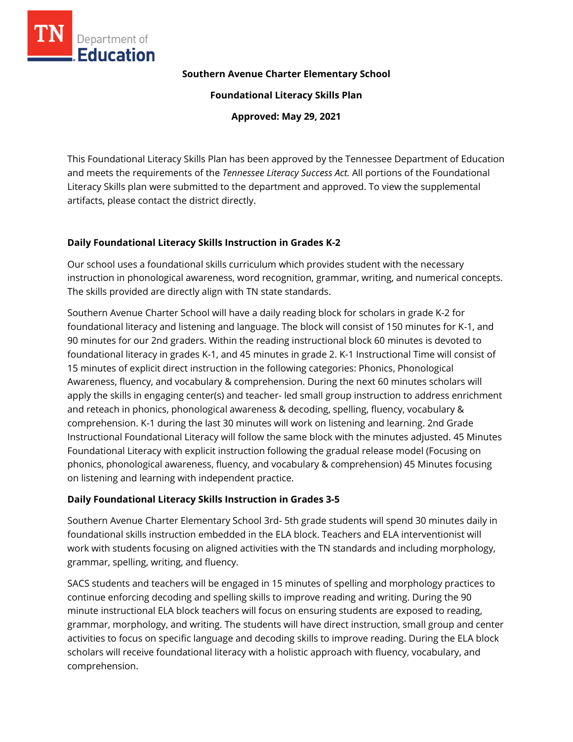**Southern Avenue Charter Elementary School**

**Foundational Literacy Skills Plan**

**Approved: May 29, 2021**

This Foundational Literacy Skills Plan has been approved by the Tennessee Department of Education and meets the requirements of the *Tennessee Literacy Success Act.* All portions of the Foundational Literacy Skills plan were submitted to the department and approved. To view the supplemental artifacts, please contact the district directly.

## Daily Foundational Literacy Skills Instruction in Grades K-2

Our school uses a foundational skills curriculum which provides student with the necessary instruction in phonological awareness, word recognition, grammar, writing, and numerical concepts. The skills provided are directly align with TN state standards.

Southern Avenue Charter School will have a daily reading block for scholars in grade K-2 for foundational literacy and listening and language. The block will consist of 150 minutes for K-1, and 90 minutes for our 2nd graders. Within the reading instructional block 60 minutes is devoted to foundational literacy in grades K-1, and 45 minutes in grade 2. K-1 Instructional Time will consist of 15 minutes of explicit direct instruction in the following categories: Phonics, Phonological Awareness, fluency, and vocabulary & comprehension. During the next 60 minutes scholars will apply the skills in engaging center(s) and teacher- led small group instruction to address enrichment and reteach in phonics, phonological awareness & decoding, spelling, fluency, vocabulary & comprehension. K-1 during the last 30 minutes will work on listening and learning. 2nd Grade Instructional Foundational Literacy will follow the same block with the minutes adjusted. 45 Minutes Foundational Literacy with explicit instruction following the gradual release model (Focusing on phonics, phonological awareness, fluency, and vocabulary & comprehension) 45 Minutes focusing on listening and learning with independent practice.

## Daily Foundational Literacy Skills Instruction in Grades 3-5

Southern Avenue Charter Elementary School 3rd- 5th grade students will spend 30 minutes daily in foundational skills instruction embedded in the ELA block. Teachers and ELA interventionist will work with students focusing on aligned activities with the TN standards and including morphology, grammar, spelling, writing, and fluency.

SACS students and teachers will be engaged in 15 minutes of spelling and morphology practices to continue enforcing decoding and spelling skills to improve reading and writing. During the 90 minute instructional ELA block teachers will focus on ensuring students are exposed to reading, grammar, morphology, and writing. The students will have direct instruction, small group and center activities to focus on specific language and decoding skills to improve reading. During the ELA block scholars will receive foundational literacy with a holistic approach with fluency, vocabulary, and comprehension.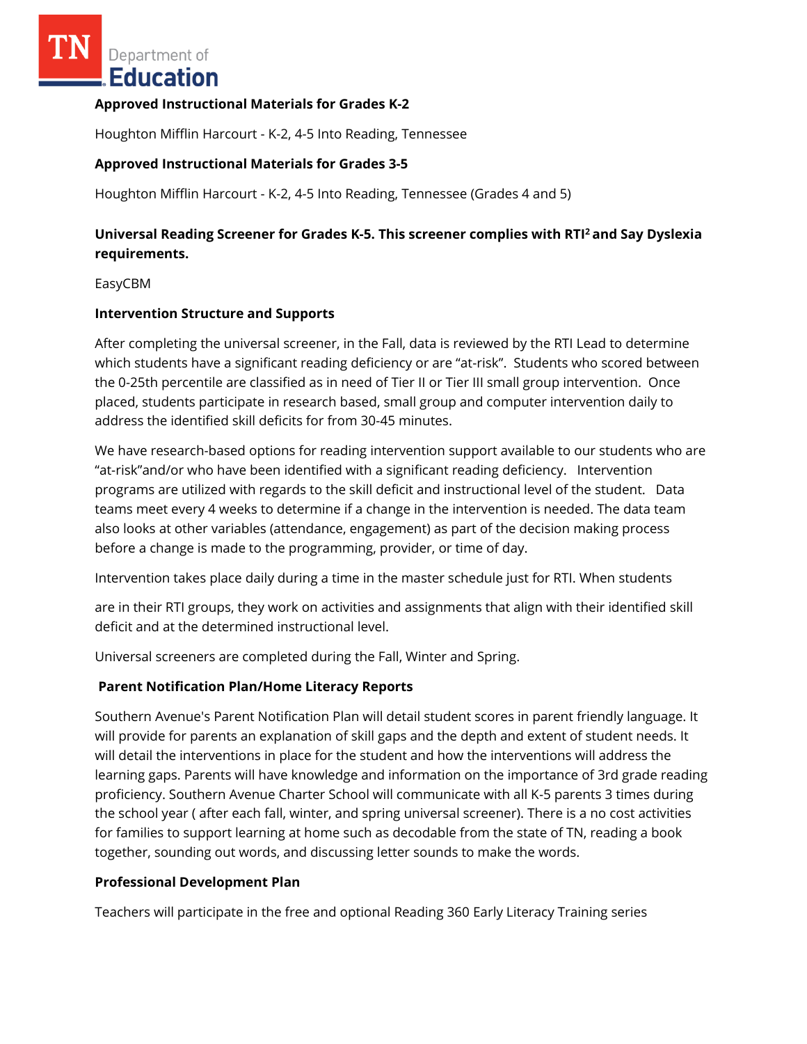**Approved Instructional Materials for Grades K-2**

Houghton Mifflin Harcourt - K-2, 4-5 Into Reading, Tennessee

**Approved Instructional Materials for Grades 3-5**

Houghton Mifflin Harcourt - K-2, 4-5 Into Reading, Tennessee (Grades 4 and 5)

**Universal Reading Screener for Grades K-5. This screener complies with RTI² and Say Dyslexia requirements.**

EasyCBM

**Intervention Structure and Supports**

After completing the universal screener, in the Fall, data is reviewed by the RTI Lead to determine which students have a significant reading deficiency or are "at-risk". Students who scored between the 0-25th percentile are classified as in need of Tier II or Tier III small group intervention. Once placed, students participate in research based, small group and computer intervention daily to address the identified skill deficits for from 30-45 minutes.

We have research-based options for reading intervention support available to our students who are "at-risk"and/or who have been identified with a significant reading deficiency. Intervention programs are utilized with regards to the skill deficit and instructional level of the student. Data teams meet every 4 weeks to determine if a change in the intervention is needed. The data team also looks at other variables (attendance, engagement) as part of the decision making process before a change is made to the programming, provider, or time of day.

Intervention takes place daily during a time in the master schedule just for RTI. When students

are in their RTI groups, they work on activities and assignments that align with their identified skill deficit and at the determined instructional level.

Universal screeners are completed during the Fall, Winter and Spring.

**Parent Notification Plan/Home Literacy Reports**

Southern Avenue's Parent Notification Plan will detail student scores in parent friendly language. It will provide for parents an explanation of skill gaps and the depth and extent of student needs. It will detail the interventions in place for the student and how the interventions will address the learning gaps. Parents will have knowledge and information on the importance of 3rd grade reading proficiency. Southern Avenue Charter School will communicate with all K-5 parents 3 times during the school year ( after each fall, winter, and spring universal screener). There is a no cost activities for families to support learning at home such as decodable from the state of TN, reading a book together, sounding out words, and discussing letter sounds to make the words.

**Professional Development Plan**

Teachers will participate in the free and optional Reading 360 Early Literacy Training series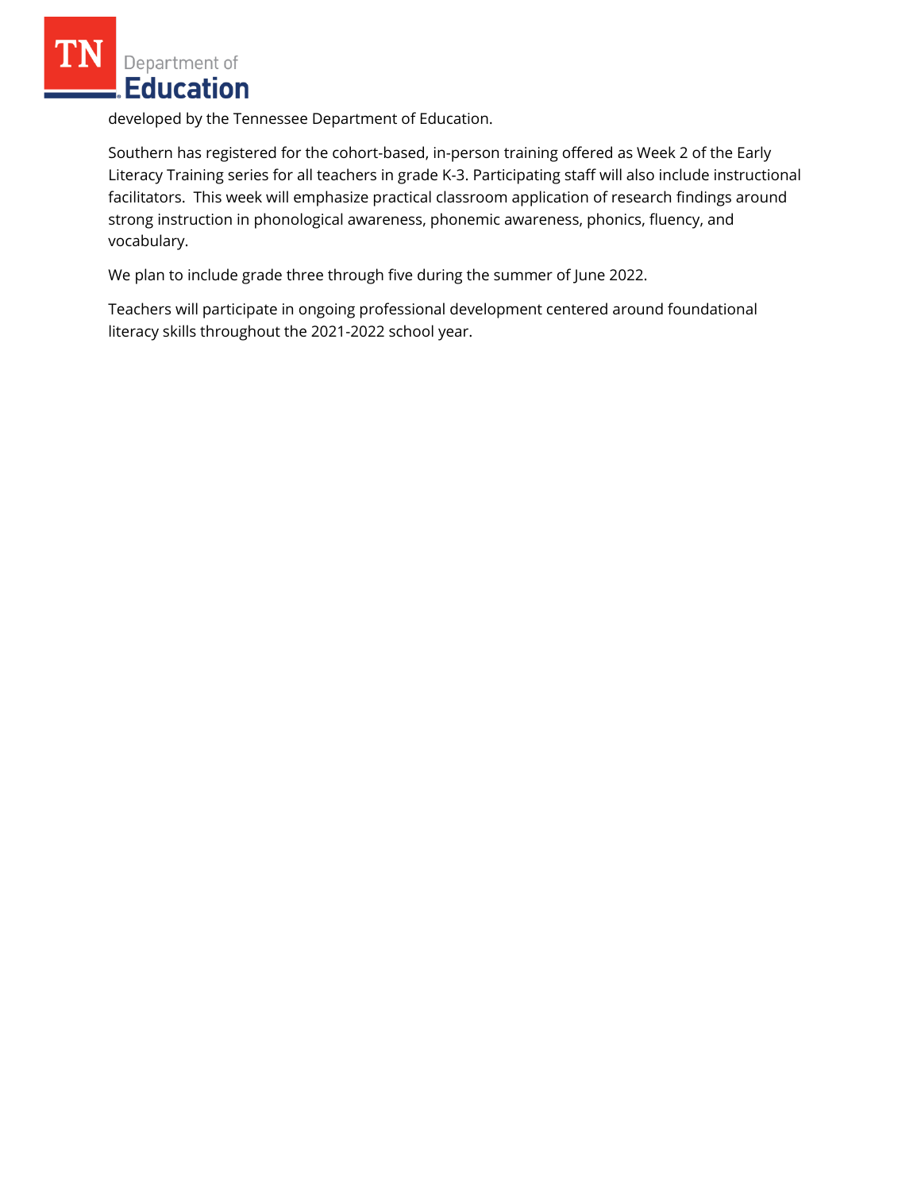developed by the Tennessee Department of Education.

Southern has registered for the cohort-based, in-person training offered as Week 2 of the Early Literacy Training series for all teachers in grade K-3. Participating staff will also include instructional facilitators. This week will emphasize practical classroom application of research findings around strong instruction in phonological awareness, phonemic awareness, phonics, fluency, and vocabulary.

We plan to include grade three through five during the summer of June 2022.

Teachers will participate in ongoing professional development centered around foundational literacy skills throughout the 2021-2022 school year.